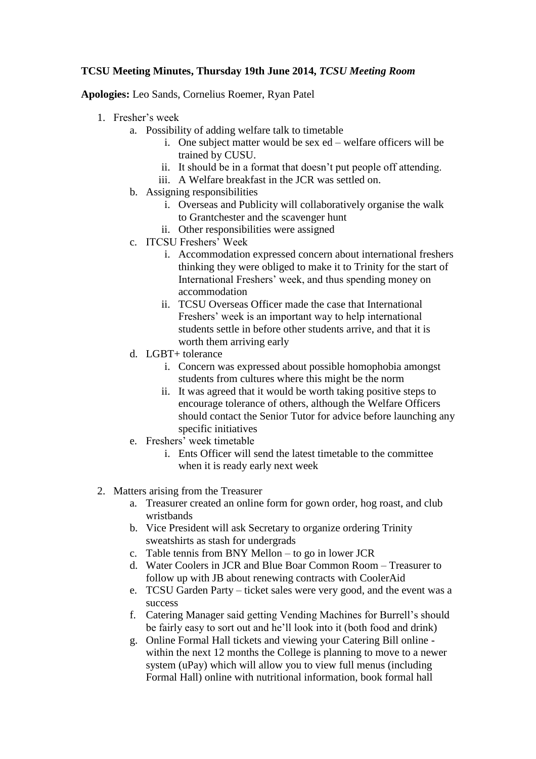**TCSU Meeting Minutes, Thursday 19th June 2014,** ***TCSU Meeting Room***

**Apologies:** Leo Sands, Cornelius Roemer, Ryan Patel

1. Fresher's week
   a. Possibility of adding welfare talk to timetable
      i. One subject matter would be sex ed – welfare officers will be trained by CUSU.
      ii. It should be in a format that doesn't put people off attending.
      iii. A Welfare breakfast in the JCR was settled on.
   b. Assigning responsibilities
      i. Overseas and Publicity will collaboratively organise the walk to Grantchester and the scavenger hunt
      ii. Other responsibilities were assigned
   c. ITCSU Freshers' Week
      i. Accommodation expressed concern about international freshers thinking they were obliged to make it to Trinity for the start of International Freshers' week, and thus spending money on accommodation
      ii. TCSU Overseas Officer made the case that International Freshers' week is an important way to help international students settle in before other students arrive, and that it is worth them arriving early
   d. LGBT+ tolerance
      i. Concern was expressed about possible homophobia amongst students from cultures where this might be the norm
      ii. It was agreed that it would be worth taking positive steps to encourage tolerance of others, although the Welfare Officers should contact the Senior Tutor for advice before launching any specific initiatives
   e. Freshers' week timetable
      i. Ents Officer will send the latest timetable to the committee when it is ready early next week

2. Matters arising from the Treasurer
   a. Treasurer created an online form for gown order, hog roast, and club wristbands
   b. Vice President will ask Secretary to organize ordering Trinity sweatshirts as stash for undergrads
   c. Table tennis from BNY Mellon – to go in lower JCR
   d. Water Coolers in JCR and Blue Boar Common Room – Treasurer to follow up with JB about renewing contracts with CoolerAid
   e. TCSU Garden Party – ticket sales were very good, and the event was a success
   f. Catering Manager said getting Vending Machines for Burrell's should be fairly easy to sort out and he'll look into it (both food and drink)
   g. Online Formal Hall tickets and viewing your Catering Bill online - within the next 12 months the College is planning to move to a newer system (uPay) which will allow you to view full menus (including Formal Hall) online with nutritional information, book formal hall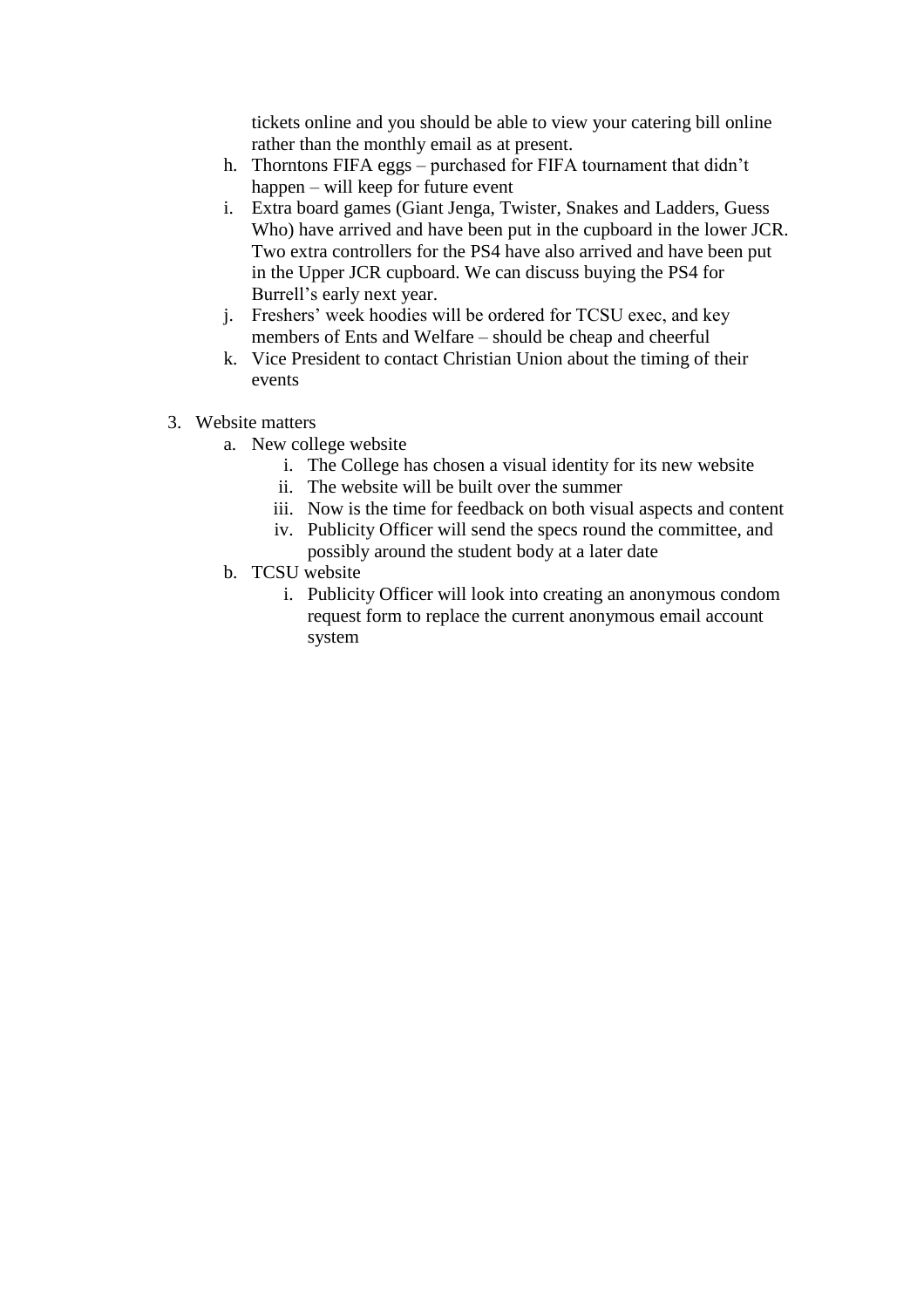tickets online and you should be able to view your catering bill online rather than the monthly email as at present.

h. Thorntons FIFA eggs – purchased for FIFA tournament that didn't happen – will keep for future event
i. Extra board games (Giant Jenga, Twister, Snakes and Ladders, Guess Who) have arrived and have been put in the cupboard in the lower JCR. Two extra controllers for the PS4 have also arrived and have been put in the Upper JCR cupboard. We can discuss buying the PS4 for Burrell's early next year.
j. Freshers' week hoodies will be ordered for TCSU exec, and key members of Ents and Welfare – should be cheap and cheerful
k. Vice President to contact Christian Union about the timing of their events

3. Website matters
   a. New college website
      i. The College has chosen a visual identity for its new website
      ii. The website will be built over the summer
      iii. Now is the time for feedback on both visual aspects and content
      iv. Publicity Officer will send the specs round the committee, and possibly around the student body at a later date
   b. TCSU website
      i. Publicity Officer will look into creating an anonymous condom request form to replace the current anonymous email account system